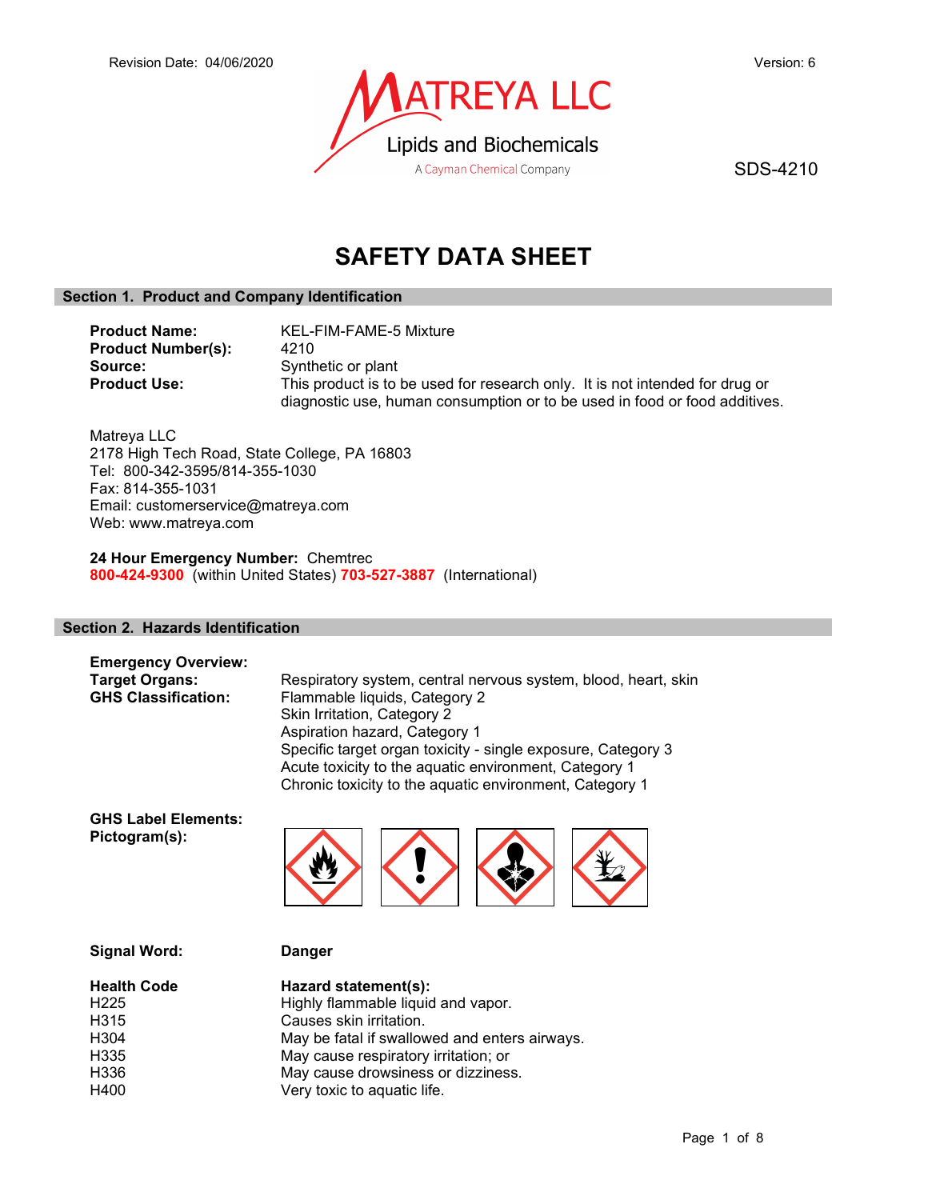Revision Date: 04/06/2020

Version: 6

MATREYA LLC
Lipids and Biochemicals
A Cayman Chemical Company

SDS-4210

# SAFETY DATA SHEET

## Section 1. Product and Company Identification

**Product Name:** KEL-FIM-FAME-5 Mixture
**Product Number(s):** 4210
**Source:** Synthetic or plant
**Product Use:** This product is to be used for research only. It is not intended for drug or diagnostic use, human consumption or to be used in food or food additives.

Matreya LLC
2178 High Tech Road, State College, PA 16803
Tel: 800-342-3595/814-355-1030
Fax: 814-355-1031
Email: customerservice@matreya.com
Web: www.matreya.com

**24 Hour Emergency Number:** Chemtrec
**800-424-9300** (within United States) **703-527-3887** (International)

## Section 2. Hazards Identification

**Emergency Overview:**

**Target Organs:** Respiratory system, central nervous system, blood, heart, skin

**GHS Classification:**
Flammable liquids, Category 2
Skin Irritation, Category 2
Aspiration hazard, Category 1
Specific target organ toxicity - single exposure, Category 3
Acute toxicity to the aquatic environment, Category 1
Chronic toxicity to the aquatic environment, Category 1

**GHS Label Elements:**
**Pictogram(s):**

**Signal Word:** **Danger**

| Health Code | Hazard statement(s): |
|---|---|
| H225 | Highly flammable liquid and vapor. |
| H315 | Causes skin irritation. |
| H304 | May be fatal if swallowed and enters airways. |
| H335 | May cause respiratory irritation; or |
| H336 | May cause drowsiness or dizziness. |
| H400 | Very toxic to aquatic life. |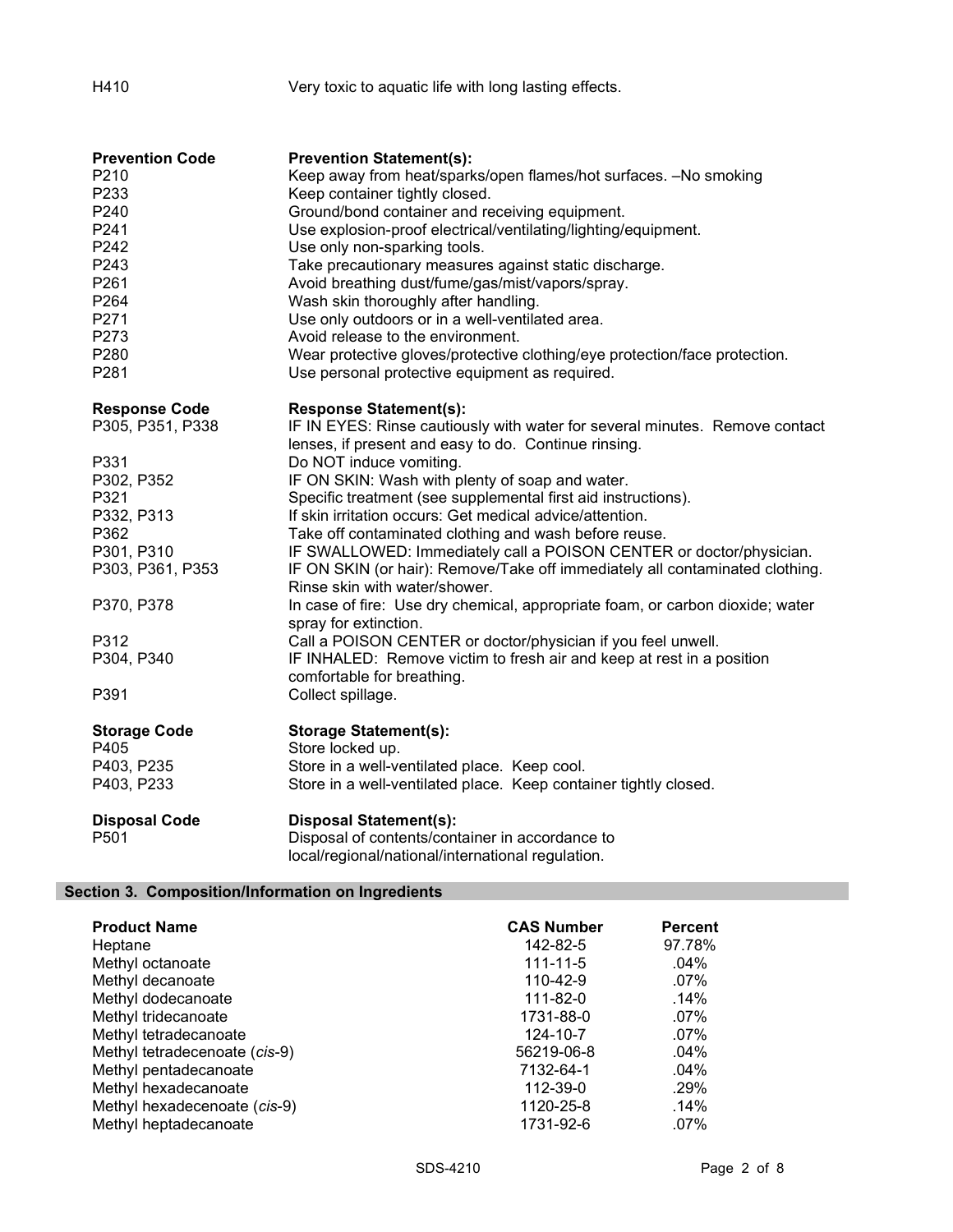| | |
|---|---|
| H410 | Very toxic to aquatic life with long lasting effects. |

| **Prevention Code** | **Prevention Statement(s):** |
|---|---|
| P210 | Keep away from heat/sparks/open flames/hot surfaces. –No smoking |
| P233 | Keep container tightly closed. |
| P240 | Ground/bond container and receiving equipment. |
| P241 | Use explosion-proof electrical/ventilating/lighting/equipment. |
| P242 | Use only non-sparking tools. |
| P243 | Take precautionary measures against static discharge. |
| P261 | Avoid breathing dust/fume/gas/mist/vapors/spray. |
| P264 | Wash skin thoroughly after handling. |
| P271 | Use only outdoors or in a well-ventilated area. |
| P273 | Avoid release to the environment. |
| P280 | Wear protective gloves/protective clothing/eye protection/face protection. |
| P281 | Use personal protective equipment as required. |

| **Response Code** | **Response Statement(s):** |
|---|---|
| P305, P351, P338 | IF IN EYES: Rinse cautiously with water for several minutes. Remove contact lenses, if present and easy to do. Continue rinsing. |
| P331 | Do NOT induce vomiting. |
| P302, P352 | IF ON SKIN: Wash with plenty of soap and water. |
| P321 | Specific treatment (see supplemental first aid instructions). |
| P332, P313 | If skin irritation occurs: Get medical advice/attention. |
| P362 | Take off contaminated clothing and wash before reuse. |
| P301, P310 | IF SWALLOWED: Immediately call a POISON CENTER or doctor/physician. |
| P303, P361, P353 | IF ON SKIN (or hair): Remove/Take off immediately all contaminated clothing. Rinse skin with water/shower. |
| P370, P378 | In case of fire: Use dry chemical, appropriate foam, or carbon dioxide; water spray for extinction. |
| P312 | Call a POISON CENTER or doctor/physician if you feel unwell. |
| P304, P340 | IF INHALED: Remove victim to fresh air and keep at rest in a position comfortable for breathing. |
| P391 | Collect spillage. |

| **Storage Code** | **Storage Statement(s):** |
|---|---|
| P405 | Store locked up. |
| P403, P235 | Store in a well-ventilated place. Keep cool. |
| P403, P233 | Store in a well-ventilated place. Keep container tightly closed. |

| **Disposal Code** | **Disposal Statement(s):** |
|---|---|
| P501 | Disposal of contents/container in accordance to local/regional/national/international regulation. |

## Section 3. Composition/Information on Ingredients

| **Product Name** | **CAS Number** | **Percent** |
|---|---|---|
| Heptane | 142-82-5 | 97.78% |
| Methyl octanoate | 111-11-5 | .04% |
| Methyl decanoate | 110-42-9 | .07% |
| Methyl dodecanoate | 111-82-0 | .14% |
| Methyl tridecanoate | 1731-88-0 | .07% |
| Methyl tetradecanoate | 124-10-7 | .07% |
| Methyl tetradecenoate (*cis*-9) | 56219-06-8 | .04% |
| Methyl pentadecanoate | 7132-64-1 | .04% |
| Methyl hexadecanoate | 112-39-0 | .29% |
| Methyl hexadecenoate (*cis*-9) | 1120-25-8 | .14% |
| Methyl heptadecanoate | 1731-92-6 | .07% |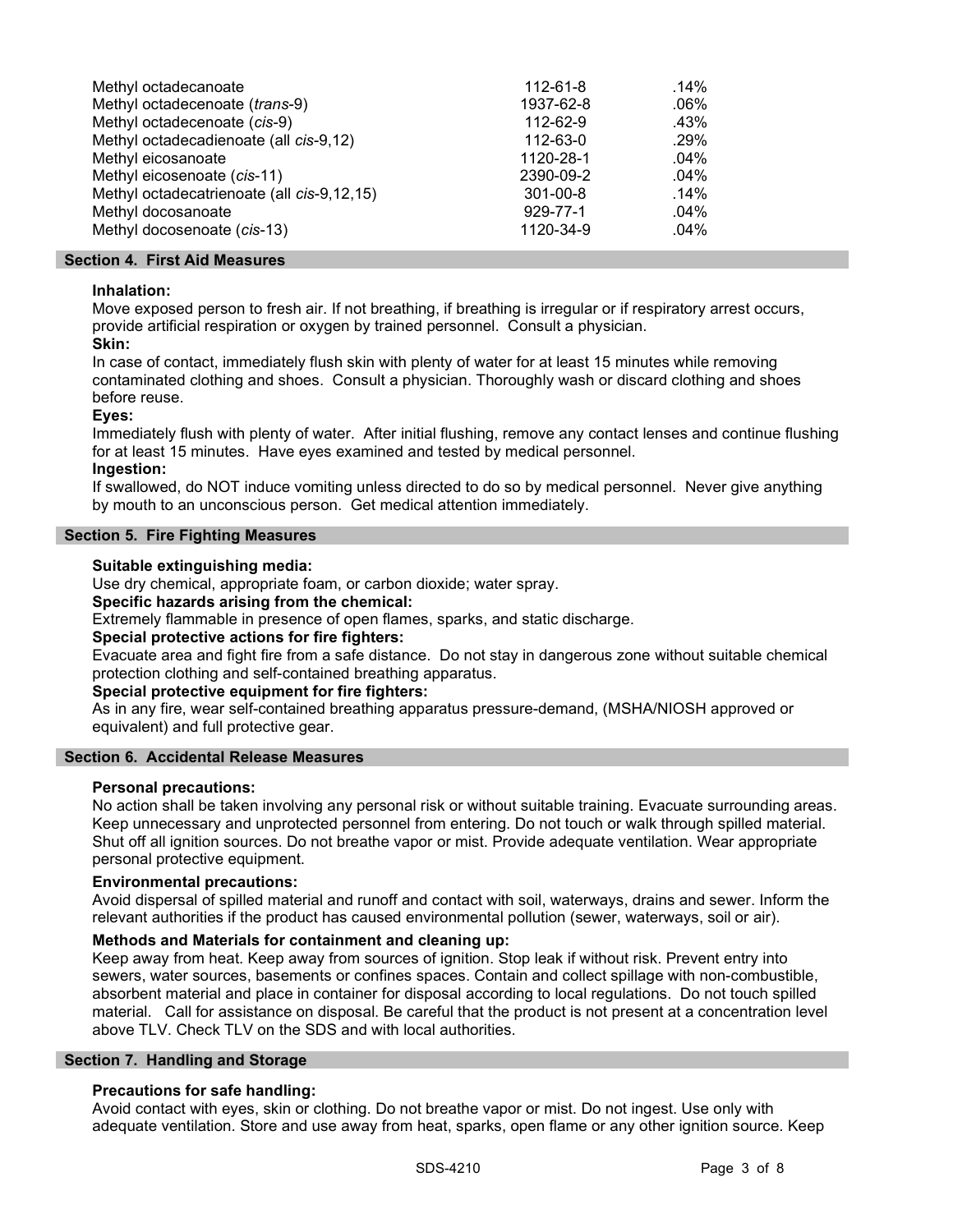| | | |
|---|---|---|
| Methyl octadecanoate | 112-61-8 | .14% |
| Methyl octadecenoate (*trans*-9) | 1937-62-8 | .06% |
| Methyl octadecenoate (*cis*-9) | 112-62-9 | .43% |
| Methyl octadecadienoate (all *cis*-9,12) | 112-63-0 | .29% |
| Methyl eicosanoate | 1120-28-1 | .04% |
| Methyl eicosenoate (*cis*-11) | 2390-09-2 | .04% |
| Methyl octadecatrienoate (all *cis*-9,12,15) | 301-00-8 | .14% |
| Methyl docosanoate | 929-77-1 | .04% |
| Methyl docosenoate (*cis*-13) | 1120-34-9 | .04% |

## Section 4. First Aid Measures

**Inhalation:**
Move exposed person to fresh air. If not breathing, if breathing is irregular or if respiratory arrest occurs, provide artificial respiration or oxygen by trained personnel. Consult a physician.

**Skin:**
In case of contact, immediately flush skin with plenty of water for at least 15 minutes while removing contaminated clothing and shoes. Consult a physician. Thoroughly wash or discard clothing and shoes before reuse.

**Eyes:**
Immediately flush with plenty of water. After initial flushing, remove any contact lenses and continue flushing for at least 15 minutes. Have eyes examined and tested by medical personnel.

**Ingestion:**
If swallowed, do NOT induce vomiting unless directed to do so by medical personnel. Never give anything by mouth to an unconscious person. Get medical attention immediately.

## Section 5. Fire Fighting Measures

**Suitable extinguishing media:**
Use dry chemical, appropriate foam, or carbon dioxide; water spray.

**Specific hazards arising from the chemical:**
Extremely flammable in presence of open flames, sparks, and static discharge.

**Special protective actions for fire fighters:**
Evacuate area and fight fire from a safe distance. Do not stay in dangerous zone without suitable chemical protection clothing and self-contained breathing apparatus.

**Special protective equipment for fire fighters:**
As in any fire, wear self-contained breathing apparatus pressure-demand, (MSHA/NIOSH approved or equivalent) and full protective gear.

## Section 6. Accidental Release Measures

**Personal precautions:**
No action shall be taken involving any personal risk or without suitable training. Evacuate surrounding areas. Keep unnecessary and unprotected personnel from entering. Do not touch or walk through spilled material. Shut off all ignition sources. Do not breathe vapor or mist. Provide adequate ventilation. Wear appropriate personal protective equipment.

**Environmental precautions:**
Avoid dispersal of spilled material and runoff and contact with soil, waterways, drains and sewer. Inform the relevant authorities if the product has caused environmental pollution (sewer, waterways, soil or air).

**Methods and Materials for containment and cleaning up:**
Keep away from heat. Keep away from sources of ignition. Stop leak if without risk. Prevent entry into sewers, water sources, basements or confines spaces. Contain and collect spillage with non-combustible, absorbent material and place in container for disposal according to local regulations. Do not touch spilled material. Call for assistance on disposal. Be careful that the product is not present at a concentration level above TLV. Check TLV on the SDS and with local authorities.

## Section 7. Handling and Storage

**Precautions for safe handling:**
Avoid contact with eyes, skin or clothing. Do not breathe vapor or mist. Do not ingest. Use only with adequate ventilation. Store and use away from heat, sparks, open flame or any other ignition source. Keep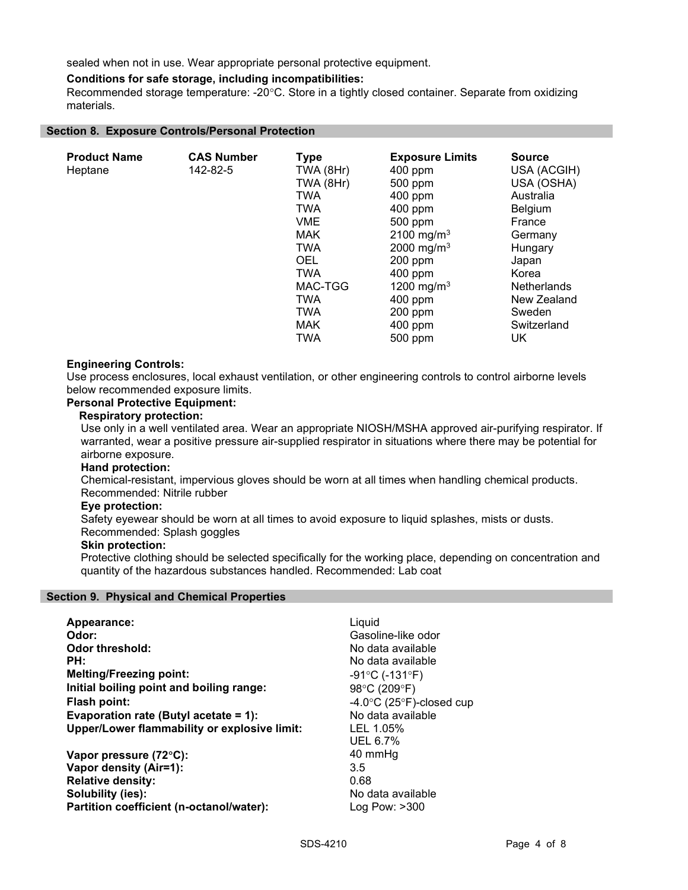sealed when not in use. Wear appropriate personal protective equipment.

**Conditions for safe storage, including incompatibilities:**
Recommended storage temperature: -20°C. Store in a tightly closed container. Separate from oxidizing materials.

## Section 8. Exposure Controls/Personal Protection

| Product Name | CAS Number | Type | Exposure Limits | Source |
|---|---|---|---|---|
| Heptane | 142-82-5 | TWA (8Hr) | 400 ppm | USA (ACGIH) |
| | | TWA (8Hr) | 500 ppm | USA (OSHA) |
| | | TWA | 400 ppm | Australia |
| | | TWA | 400 ppm | Belgium |
| | | VME | 500 ppm | France |
| | | MAK | 2100 $mg/m^3$ | Germany |
| | | TWA | 2000 $mg/m^3$ | Hungary |
| | | OEL | 200 ppm | Japan |
| | | TWA | 400 ppm | Korea |
| | | MAC-TGG | 1200 $mg/m^3$ | Netherlands |
| | | TWA | 400 ppm | New Zealand |
| | | TWA | 200 ppm | Sweden |
| | | MAK | 400 ppm | Switzerland |
| | | TWA | 500 ppm | UK |

**Engineering Controls:**
Use process enclosures, local exhaust ventilation, or other engineering controls to control airborne levels below recommended exposure limits.

**Personal Protective Equipment:**

**Respiratory protection:**
Use only in a well ventilated area. Wear an appropriate NIOSH/MSHA approved air-purifying respirator. If warranted, wear a positive pressure air-supplied respirator in situations where there may be potential for airborne exposure.

**Hand protection:**
Chemical-resistant, impervious gloves should be worn at all times when handling chemical products. Recommended: Nitrile rubber

**Eye protection:**
Safety eyewear should be worn at all times to avoid exposure to liquid splashes, mists or dusts. Recommended: Splash goggles

**Skin protection:**
Protective clothing should be selected specifically for the working place, depending on concentration and quantity of the hazardous substances handled. Recommended: Lab coat

## Section 9. Physical and Chemical Properties

| | |
|---|---|
| **Appearance:** | Liquid |
| **Odor:** | Gasoline-like odor |
| **Odor threshold:** | No data available |
| **PH:** | No data available |
| **Melting/Freezing point:** | -91°C (-131°F) |
| **Initial boiling point and boiling range:** | 98°C (209°F) |
| **Flash point:** | -4.0°C (25°F)-closed cup |
| **Evaporation rate (Butyl acetate = 1):** | No data available |
| **Upper/Lower flammability or explosive limit:** | LEL 1.05%<br>UEL 6.7% |
| **Vapor pressure (72°C):** | 40 mmHg |
| **Vapor density (Air=1):** | 3.5 |
| **Relative density:** | 0.68 |
| **Solubility (ies):** | No data available |
| **Partition coefficient (n-octanol/water):** | Log Pow: >300 |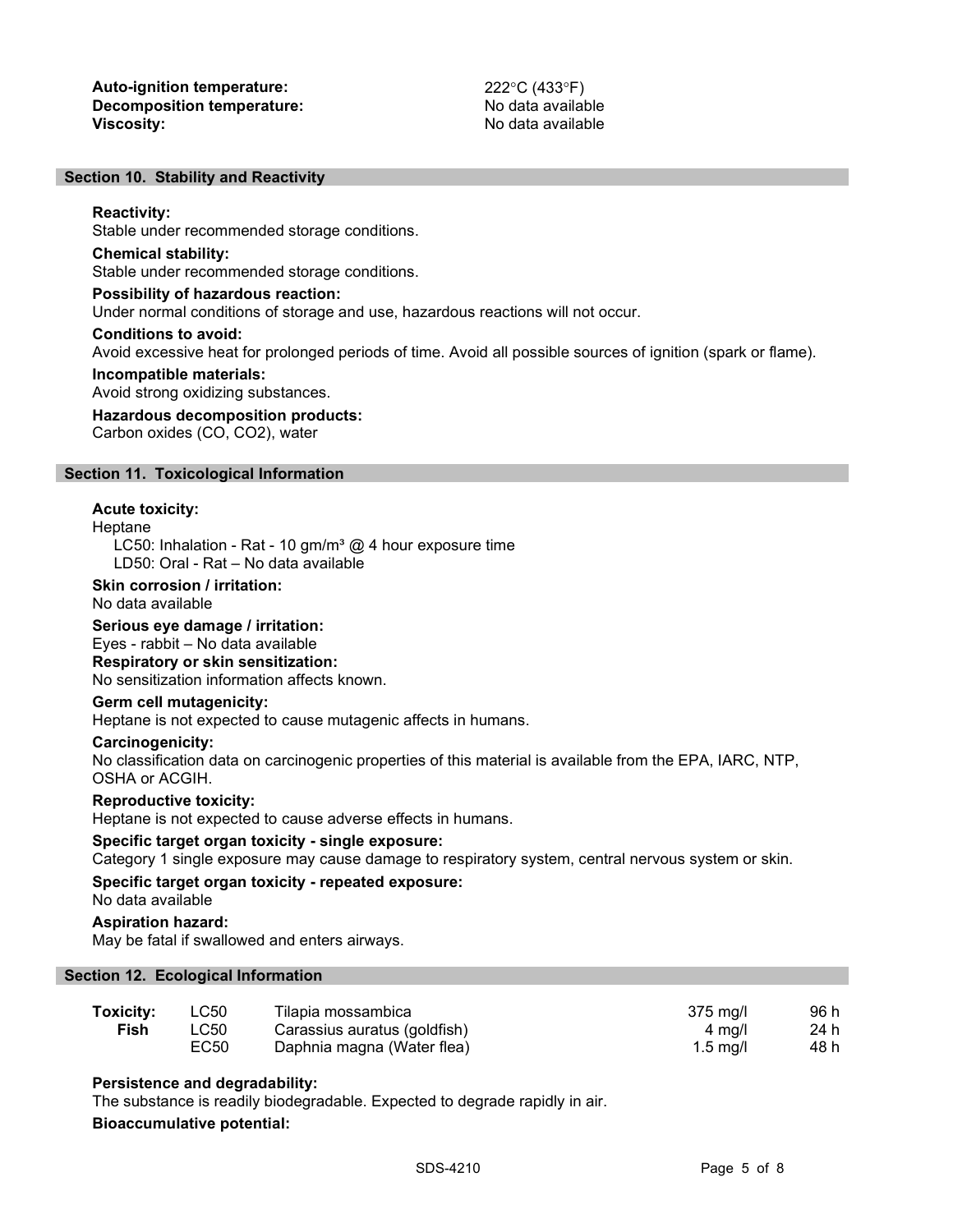**Auto-ignition temperature:** 222°C (433°F)
**Decomposition temperature:** No data available
**Viscosity:** No data available

## Section 10. Stability and Reactivity

**Reactivity:**
Stable under recommended storage conditions.

**Chemical stability:**
Stable under recommended storage conditions.

**Possibility of hazardous reaction:**
Under normal conditions of storage and use, hazardous reactions will not occur.

**Conditions to avoid:**
Avoid excessive heat for prolonged periods of time. Avoid all possible sources of ignition (spark or flame).

**Incompatible materials:**
Avoid strong oxidizing substances.

**Hazardous decomposition products:**
Carbon oxides (CO, $CO_2$), water

## Section 11. Toxicological Information

**Acute toxicity:**
Heptane
LC50: Inhalation - Rat - 10 gm/m³ @ 4 hour exposure time
LD50: Oral - Rat – No data available

**Skin corrosion / irritation:**
No data available

**Serious eye damage / irritation:**
Eyes - rabbit – No data available

**Respiratory or skin sensitization:**
No sensitization information affects known.

**Germ cell mutagenicity:**
Heptane is not expected to cause mutagenic affects in humans.

**Carcinogenicity:**
No classification data on carcinogenic properties of this material is available from the EPA, IARC, NTP, OSHA or ACGIH.

**Reproductive toxicity:**
Heptane is not expected to cause adverse effects in humans.

**Specific target organ toxicity - single exposure:**
Category 1 single exposure may cause damage to respiratory system, central nervous system or skin.

**Specific target organ toxicity - repeated exposure:**
No data available

**Aspiration hazard:**
May be fatal if swallowed and enters airways.

## Section 12. Ecological Information

| Toxicity: Fish | | | | |
|---|---|---|---|---|
| | LC50 | Tilapia mossambica | 375 mg/l | 96 h |
| | LC50 | Carassius auratus (goldfish) | 4 mg/l | 24 h |
| | EC50 | Daphnia magna (Water flea) | 1.5 mg/l | 48 h |

**Persistence and degradability:**
The substance is readily biodegradable. Expected to degrade rapidly in air.

**Bioaccumulative potential:**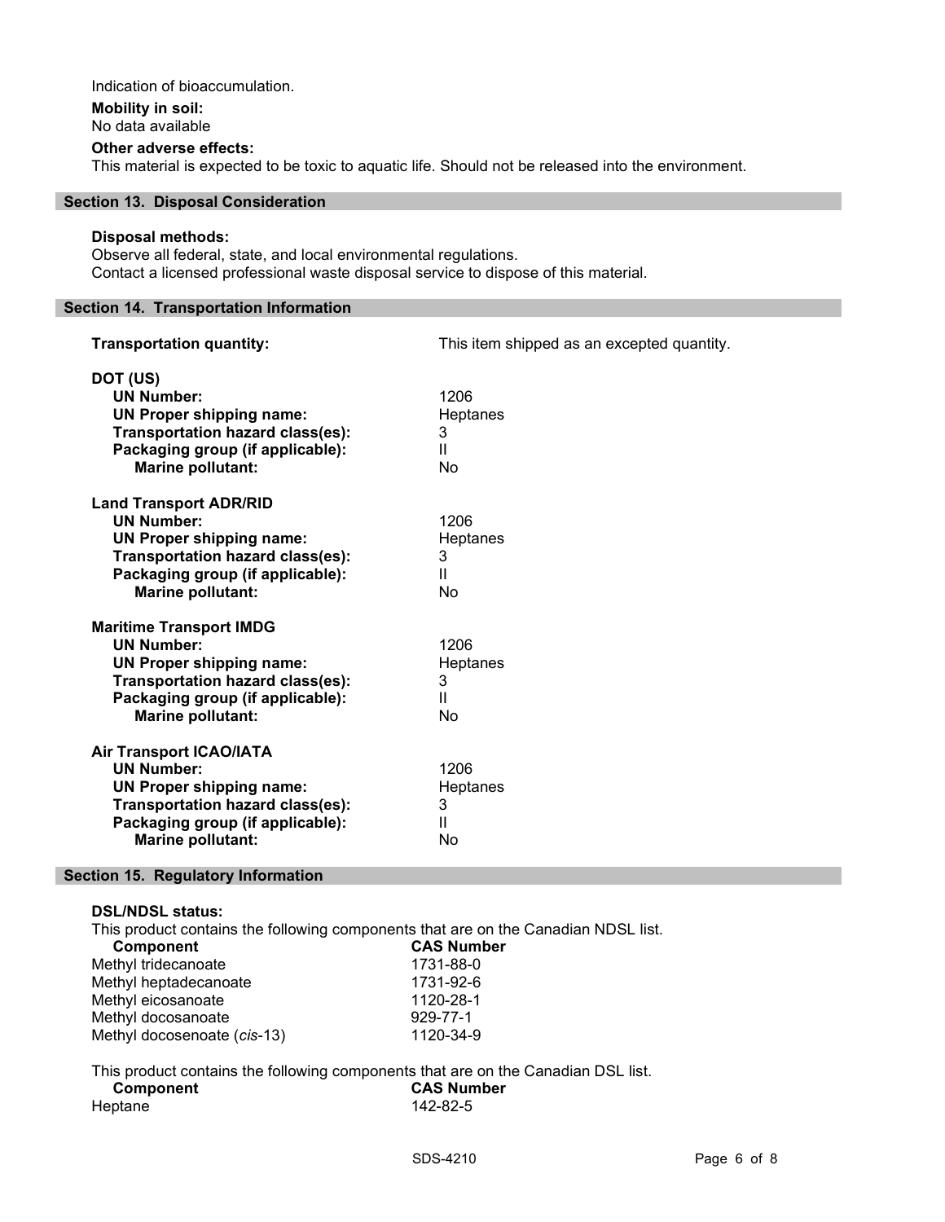Indication of bioaccumulation.

**Mobility in soil:**
No data available

**Other adverse effects:**
This material is expected to be toxic to aquatic life. Should not be released into the environment.

## Section 13. Disposal Consideration

**Disposal methods:**
Observe all federal, state, and local environmental regulations.
Contact a licensed professional waste disposal service to dispose of this material.

## Section 14. Transportation Information

**Transportation quantity:** This item shipped as an excepted quantity.

**DOT (US)**

| | |
|---|---|
| **UN Number:** | 1206 |
| **UN Proper shipping name:** | Heptanes |
| **Transportation hazard class(es):** | 3 |
| **Packaging group (if applicable):** | II |
| **Marine pollutant:** | No |

**Land Transport ADR/RID**

| | |
|---|---|
| **UN Number:** | 1206 |
| **UN Proper shipping name:** | Heptanes |
| **Transportation hazard class(es):** | 3 |
| **Packaging group (if applicable):** | II |
| **Marine pollutant:** | No |

**Maritime Transport IMDG**

| | |
|---|---|
| **UN Number:** | 1206 |
| **UN Proper shipping name:** | Heptanes |
| **Transportation hazard class(es):** | 3 |
| **Packaging group (if applicable):** | II |
| **Marine pollutant:** | No |

**Air Transport ICAO/IATA**

| | |
|---|---|
| **UN Number:** | 1206 |
| **UN Proper shipping name:** | Heptanes |
| **Transportation hazard class(es):** | 3 |
| **Packaging group (if applicable):** | II |
| **Marine pollutant:** | No |

## Section 15. Regulatory Information

**DSL/NDSL status:**
This product contains the following components that are on the Canadian NDSL list.

| Component | CAS Number |
|---|---|
| Methyl tridecanoate | 1731-88-0 |
| Methyl heptadecanoate | 1731-92-6 |
| Methyl eicosanoate | 1120-28-1 |
| Methyl docosanoate | 929-77-1 |
| Methyl docosenoate (*cis*-13) | 1120-34-9 |

This product contains the following components that are on the Canadian DSL list.

| Component | CAS Number |
|---|---|
| Heptane | 142-82-5 |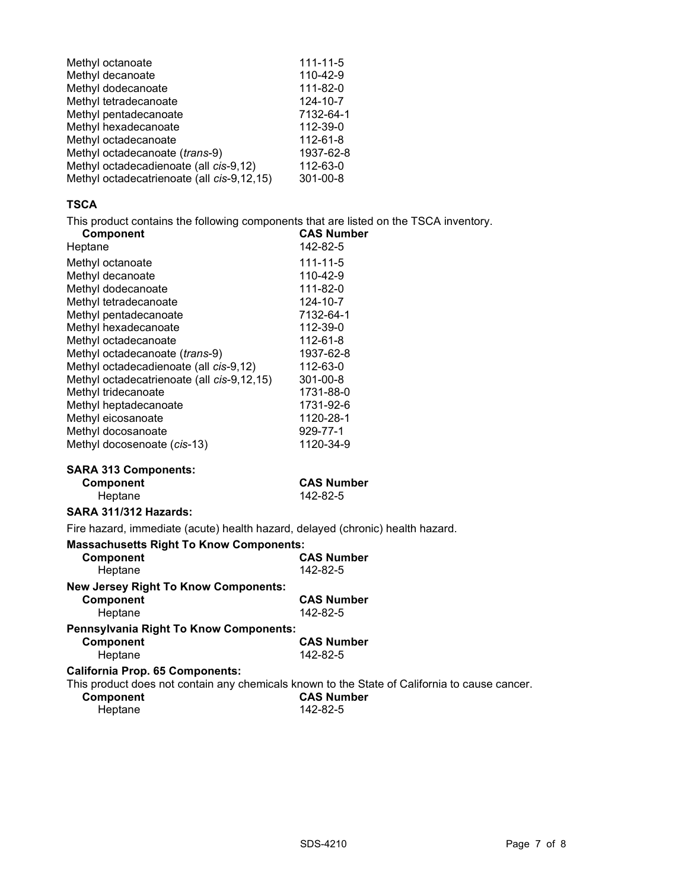| | |
|---|---|
| Methyl octanoate | 111-11-5 |
| Methyl decanoate | 110-42-9 |
| Methyl dodecanoate | 111-82-0 |
| Methyl tetradecanoate | 124-10-7 |
| Methyl pentadecanoate | 7132-64-1 |
| Methyl hexadecanoate | 112-39-0 |
| Methyl octadecanoate | 112-61-8 |
| Methyl octadecanoate (*trans*-9) | 1937-62-8 |
| Methyl octadecadienoate (all *cis*-9,12) | 112-63-0 |
| Methyl octadecatrienoate (all *cis*-9,12,15) | 301-00-8 |

**TSCA**

This product contains the following components that are listed on the TSCA inventory.

| Component | CAS Number |
|---|---|
| Heptane | 142-82-5 |
| Methyl octanoate | 111-11-5 |
| Methyl decanoate | 110-42-9 |
| Methyl dodecanoate | 111-82-0 |
| Methyl tetradecanoate | 124-10-7 |
| Methyl pentadecanoate | 7132-64-1 |
| Methyl hexadecanoate | 112-39-0 |
| Methyl octadecanoate | 112-61-8 |
| Methyl octadecanoate (*trans*-9) | 1937-62-8 |
| Methyl octadecadienoate (all *cis*-9,12) | 112-63-0 |
| Methyl octadecatrienoate (all *cis*-9,12,15) | 301-00-8 |
| Methyl tridecanoate | 1731-88-0 |
| Methyl heptadecanoate | 1731-92-6 |
| Methyl eicosanoate | 1120-28-1 |
| Methyl docosanoate | 929-77-1 |
| Methyl docosenoate (*cis*-13) | 1120-34-9 |

**SARA 313 Components:**

| Component | CAS Number |
|---|---|
| Heptane | 142-82-5 |

**SARA 311/312 Hazards:**

Fire hazard, immediate (acute) health hazard, delayed (chronic) health hazard.

**Massachusetts Right To Know Components:**

| Component | CAS Number |
|---|---|
| Heptane | 142-82-5 |

**New Jersey Right To Know Components:**

| Component | CAS Number |
|---|---|
| Heptane | 142-82-5 |

**Pennsylvania Right To Know Components:**

| Component | CAS Number |
|---|---|
| Heptane | 142-82-5 |

**California Prop. 65 Components:**

This product does not contain any chemicals known to the State of California to cause cancer.

| Component | CAS Number |
|---|---|
| Heptane | 142-82-5 |

SDS-4210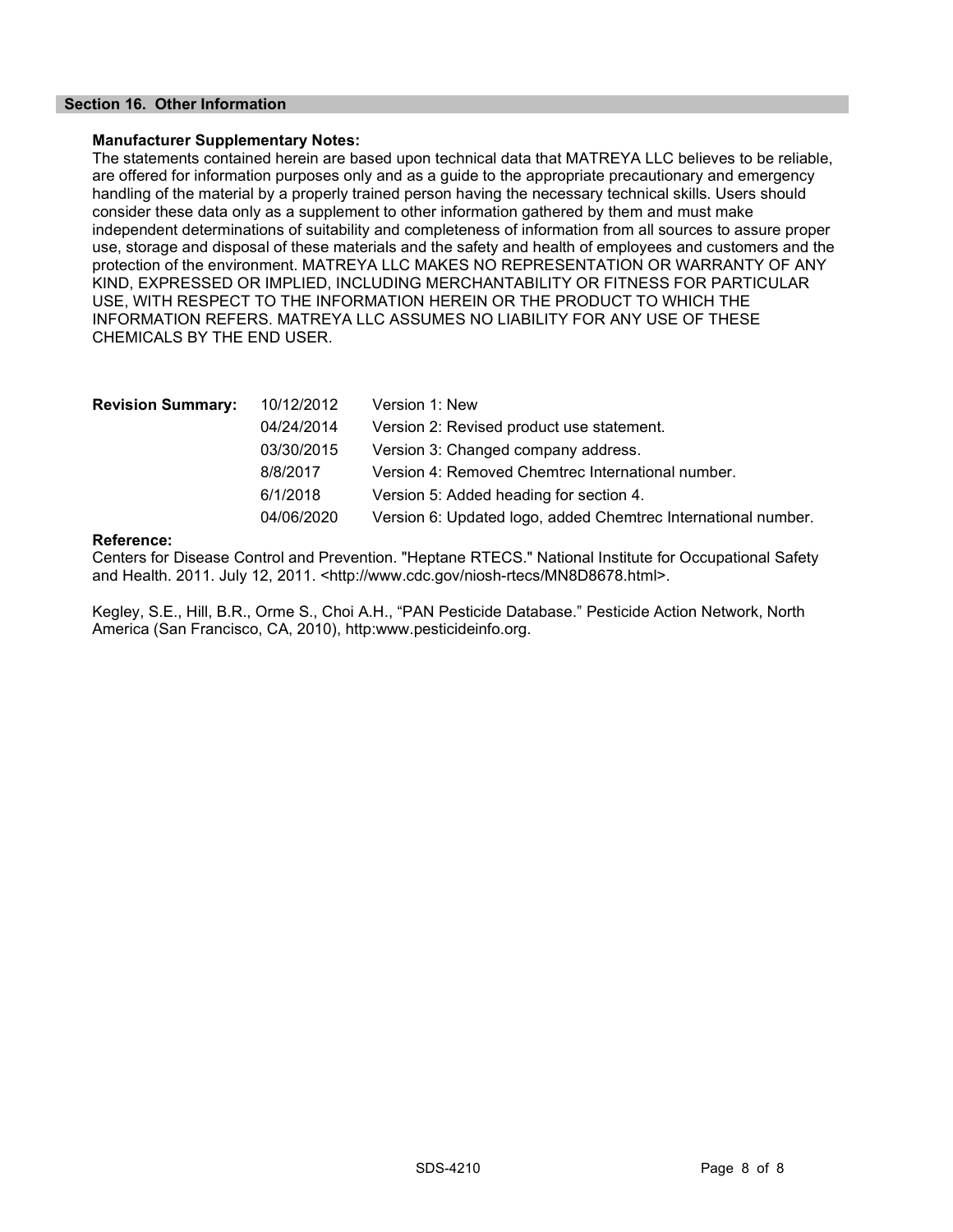## Section 16. Other Information

**Manufacturer Supplementary Notes:**
The statements contained herein are based upon technical data that MATREYA LLC believes to be reliable, are offered for information purposes only and as a guide to the appropriate precautionary and emergency handling of the material by a properly trained person having the necessary technical skills. Users should consider these data only as a supplement to other information gathered by them and must make independent determinations of suitability and completeness of information from all sources to assure proper use, storage and disposal of these materials and the safety and health of employees and customers and the protection of the environment. MATREYA LLC MAKES NO REPRESENTATION OR WARRANTY OF ANY KIND, EXPRESSED OR IMPLIED, INCLUDING MERCHANTABILITY OR FITNESS FOR PARTICULAR USE, WITH RESPECT TO THE INFORMATION HEREIN OR THE PRODUCT TO WHICH THE INFORMATION REFERS. MATREYA LLC ASSUMES NO LIABILITY FOR ANY USE OF THESE CHEMICALS BY THE END USER.

| | | |
|---|---|---|
| **Revision Summary:** | 10/12/2012 | Version 1: New |
| | 04/24/2014 | Version 2: Revised product use statement. |
| | 03/30/2015 | Version 3: Changed company address. |
| | 8/8/2017 | Version 4: Removed Chemtrec International number. |
| | 6/1/2018 | Version 5: Added heading for section 4. |
| | 04/06/2020 | Version 6: Updated logo, added Chemtrec International number. |

**Reference:**
Centers for Disease Control and Prevention. "Heptane RTECS." National Institute for Occupational Safety and Health. 2011. July 12, 2011. <http://www.cdc.gov/niosh-rtecs/MN8D8678.html>.

Kegley, S.E., Hill, B.R., Orme S., Choi A.H., "PAN Pesticide Database." Pesticide Action Network, North America (San Francisco, CA, 2010), http:www.pesticideinfo.org.

SDS-4210